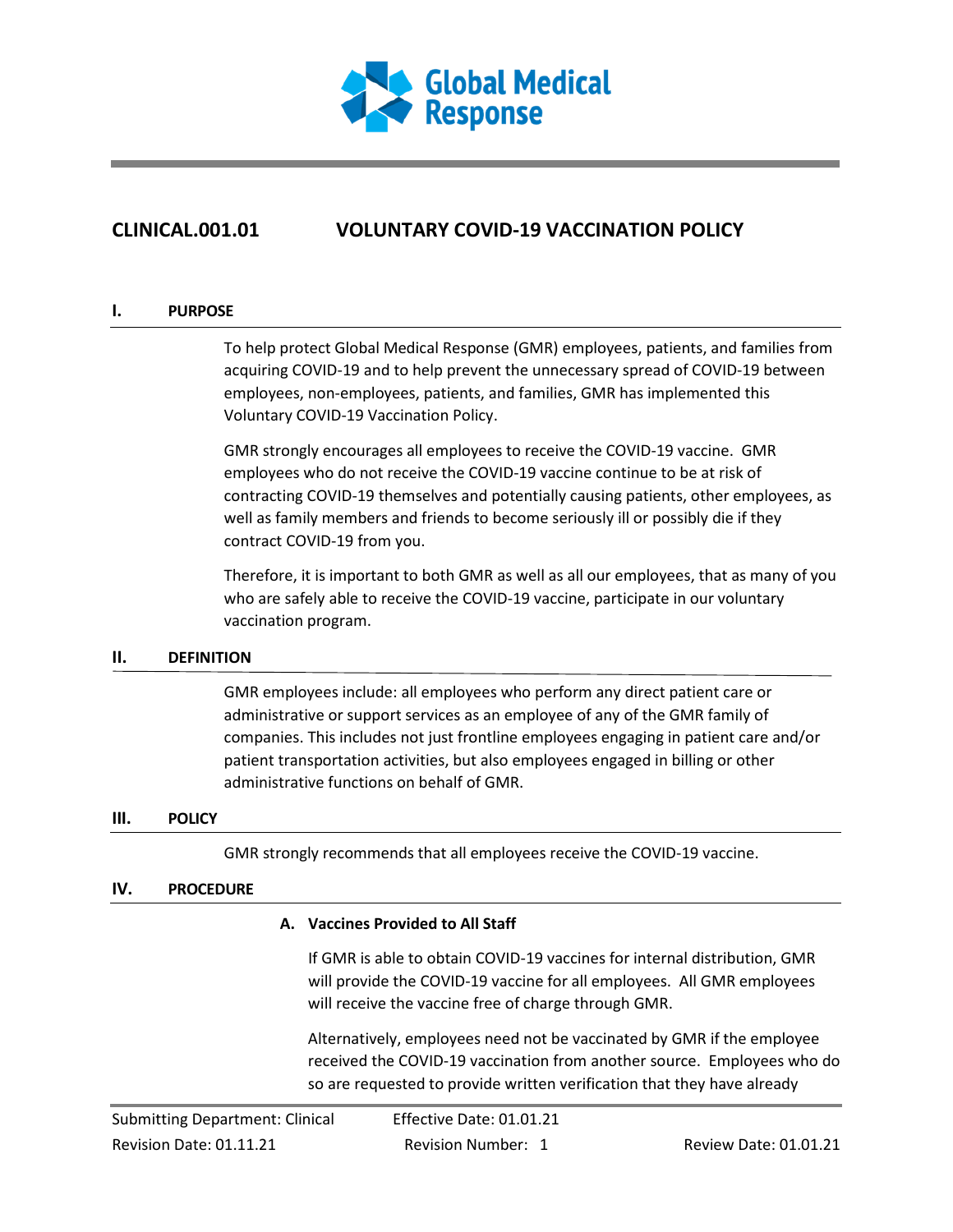Global Medical Response

# CLINICAL.001.01 VOLUNTARY COVID-19 VACCINATION POLICY

## I. PURPOSE

To help protect Global Medical Response (GMR) employees, patients, and families from acquiring COVID-19 and to help prevent the unnecessary spread of COVID-19 between employees, non-employees, patients, and families, GMR has implemented this Voluntary COVID-19 Vaccination Policy.

GMR strongly encourages all employees to receive the COVID-19 vaccine. GMR employees who do not receive the COVID-19 vaccine continue to be at risk of contracting COVID-19 themselves and potentially causing patients, other employees, as well as family members and friends to become seriously ill or possibly die if they contract COVID-19 from you.

Therefore, it is important to both GMR as well as all our employees, that as many of you who are safely able to receive the COVID-19 vaccine, participate in our voluntary vaccination program.

## II. DEFINITION

GMR employees include: all employees who perform any direct patient care or administrative or support services as an employee of any of the GMR family of companies. This includes not just frontline employees engaging in patient care and/or patient transportation activities, but also employees engaged in billing or other administrative functions on behalf of GMR.

## III. POLICY

GMR strongly recommends that all employees receive the COVID-19 vaccine.

## IV. PROCEDURE

### A. Vaccines Provided to All Staff

If GMR is able to obtain COVID-19 vaccines for internal distribution, GMR will provide the COVID-19 vaccine for all employees. All GMR employees will receive the vaccine free of charge through GMR.

Alternatively, employees need not be vaccinated by GMR if the employee received the COVID-19 vaccination from another source. Employees who do so are requested to provide written verification that they have already

Submitting Department: Clinical | Effective Date: 01.01.21
Revision Date: 01.11.21 | Revision Number: 1 | Review Date: 01.01.21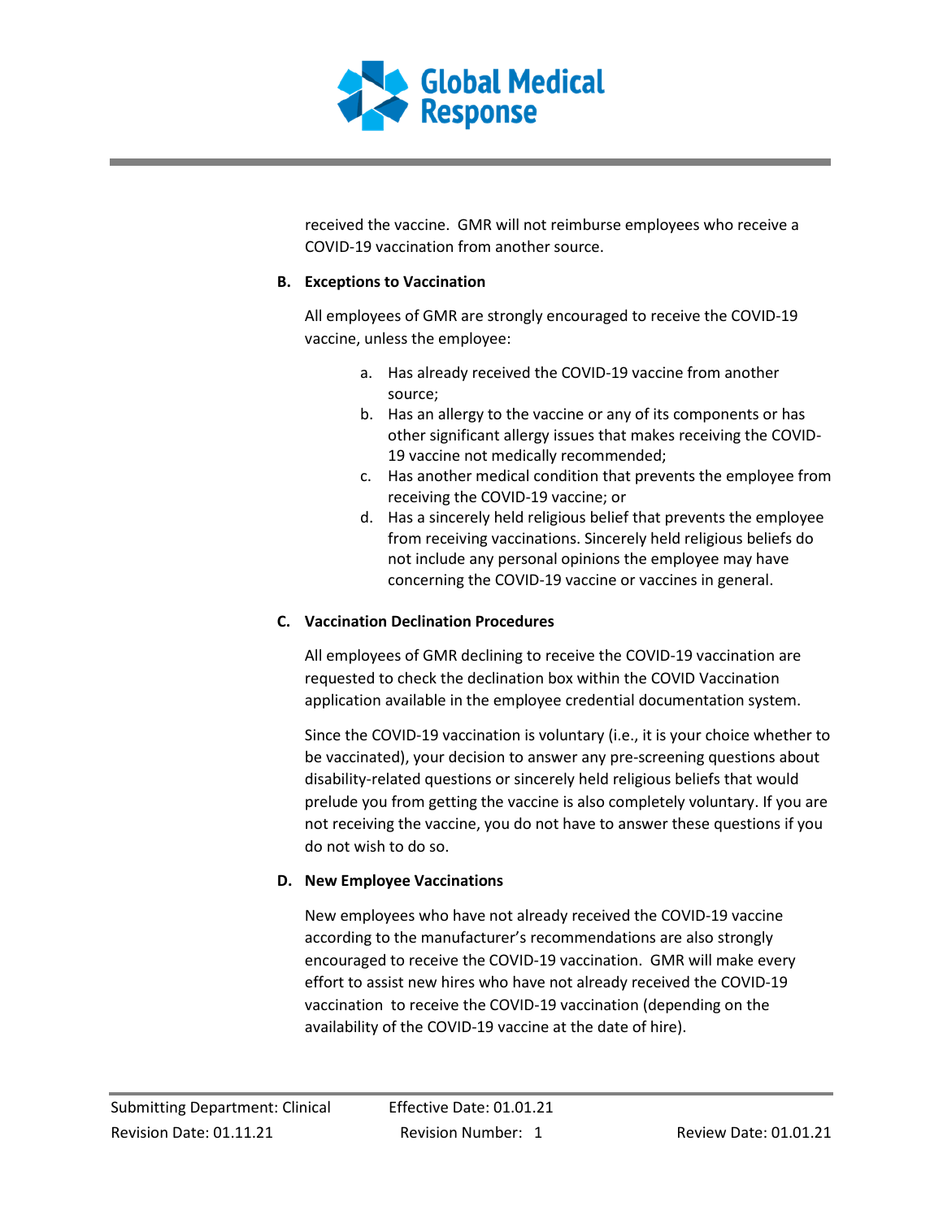received the vaccine. GMR will not reimburse employees who receive a COVID-19 vaccination from another source.

**B. Exceptions to Vaccination**

All employees of GMR are strongly encouraged to receive the COVID-19 vaccine, unless the employee:

a. Has already received the COVID-19 vaccine from another source;
b. Has an allergy to the vaccine or any of its components or has other significant allergy issues that makes receiving the COVID-19 vaccine not medically recommended;
c. Has another medical condition that prevents the employee from receiving the COVID-19 vaccine; or
d. Has a sincerely held religious belief that prevents the employee from receiving vaccinations. Sincerely held religious beliefs do not include any personal opinions the employee may have concerning the COVID-19 vaccine or vaccines in general.

**C. Vaccination Declination Procedures**

All employees of GMR declining to receive the COVID-19 vaccination are requested to check the declination box within the COVID Vaccination application available in the employee credential documentation system.

Since the COVID-19 vaccination is voluntary (i.e., it is your choice whether to be vaccinated), your decision to answer any pre-screening questions about disability-related questions or sincerely held religious beliefs that would prelude you from getting the vaccine is also completely voluntary. If you are not receiving the vaccine, you do not have to answer these questions if you do not wish to do so.

**D. New Employee Vaccinations**

New employees who have not already received the COVID-19 vaccine according to the manufacturer's recommendations are also strongly encouraged to receive the COVID-19 vaccination. GMR will make every effort to assist new hires who have not already received the COVID-19 vaccination to receive the COVID-19 vaccination (depending on the availability of the COVID-19 vaccine at the date of hire).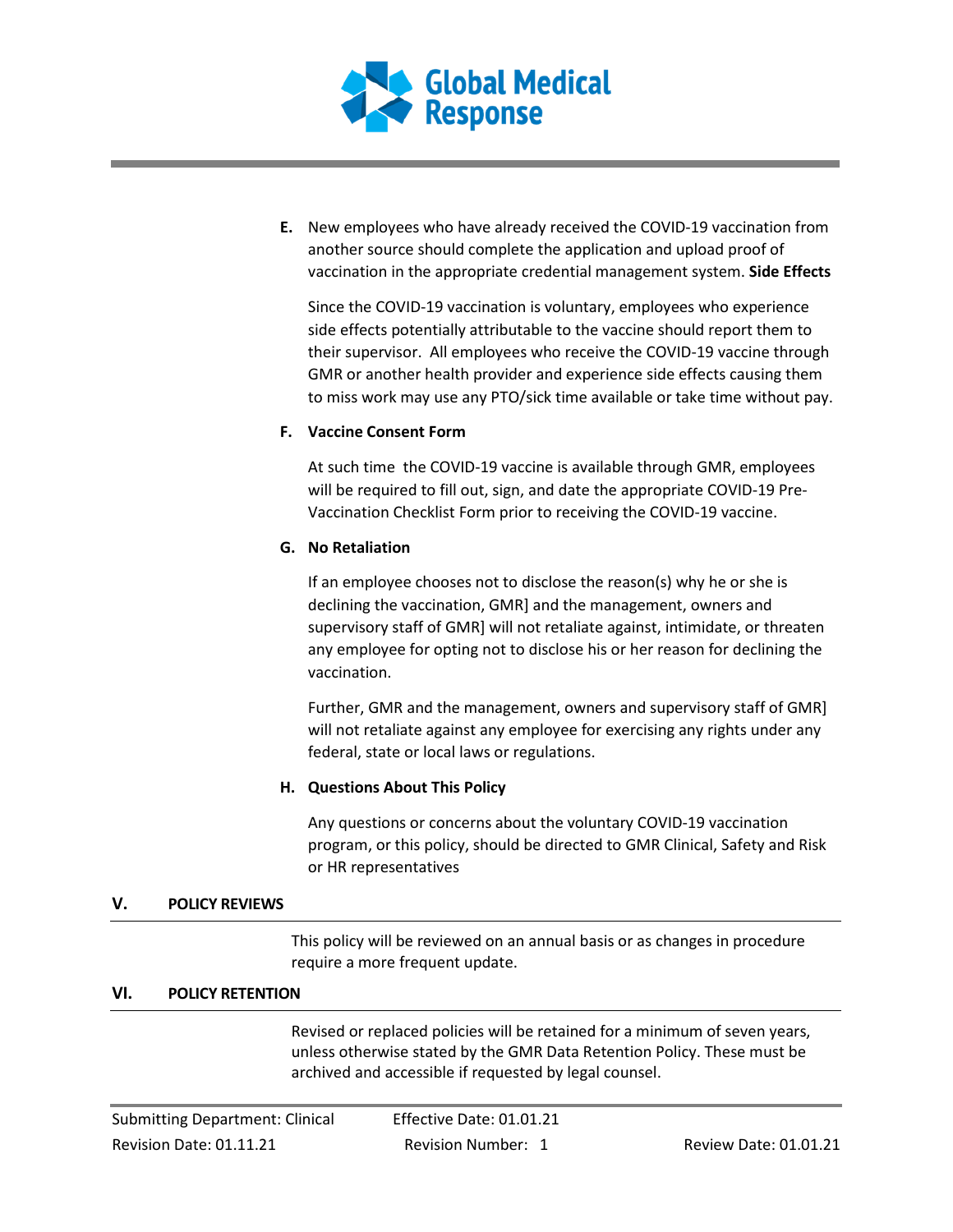**E.** New employees who have already received the COVID-19 vaccination from another source should complete the application and upload proof of vaccination in the appropriate credential management system. **Side Effects**

Since the COVID-19 vaccination is voluntary, employees who experience side effects potentially attributable to the vaccine should report them to their supervisor. All employees who receive the COVID-19 vaccine through GMR or another health provider and experience side effects causing them to miss work may use any PTO/sick time available or take time without pay.

**F. Vaccine Consent Form**

At such time the COVID-19 vaccine is available through GMR, employees will be required to fill out, sign, and date the appropriate COVID-19 Pre-Vaccination Checklist Form prior to receiving the COVID-19 vaccine.

**G. No Retaliation**

If an employee chooses not to disclose the reason(s) why he or she is declining the vaccination, GMR] and the management, owners and supervisory staff of GMR] will not retaliate against, intimidate, or threaten any employee for opting not to disclose his or her reason for declining the vaccination.

Further, GMR and the management, owners and supervisory staff of GMR] will not retaliate against any employee for exercising any rights under any federal, state or local laws or regulations.

**H. Questions About This Policy**

Any questions or concerns about the voluntary COVID-19 vaccination program, or this policy, should be directed to GMR Clinical, Safety and Risk or HR representatives

## V. POLICY REVIEWS

This policy will be reviewed on an annual basis or as changes in procedure require a more frequent update.

## VI. POLICY RETENTION

Revised or replaced policies will be retained for a minimum of seven years, unless otherwise stated by the GMR Data Retention Policy. These must be archived and accessible if requested by legal counsel.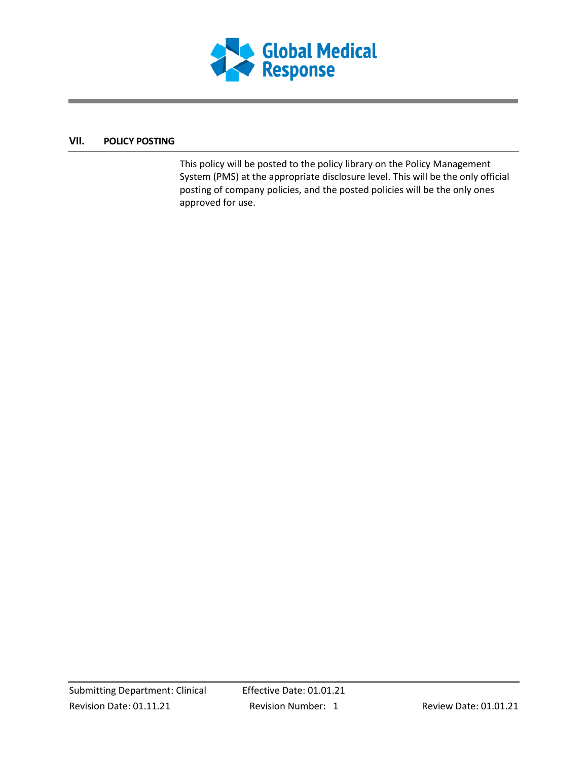## VII. POLICY POSTING

This policy will be posted to the policy library on the Policy Management System (PMS) at the appropriate disclosure level. This will be the only official posting of company policies, and the posted policies will be the only ones approved for use.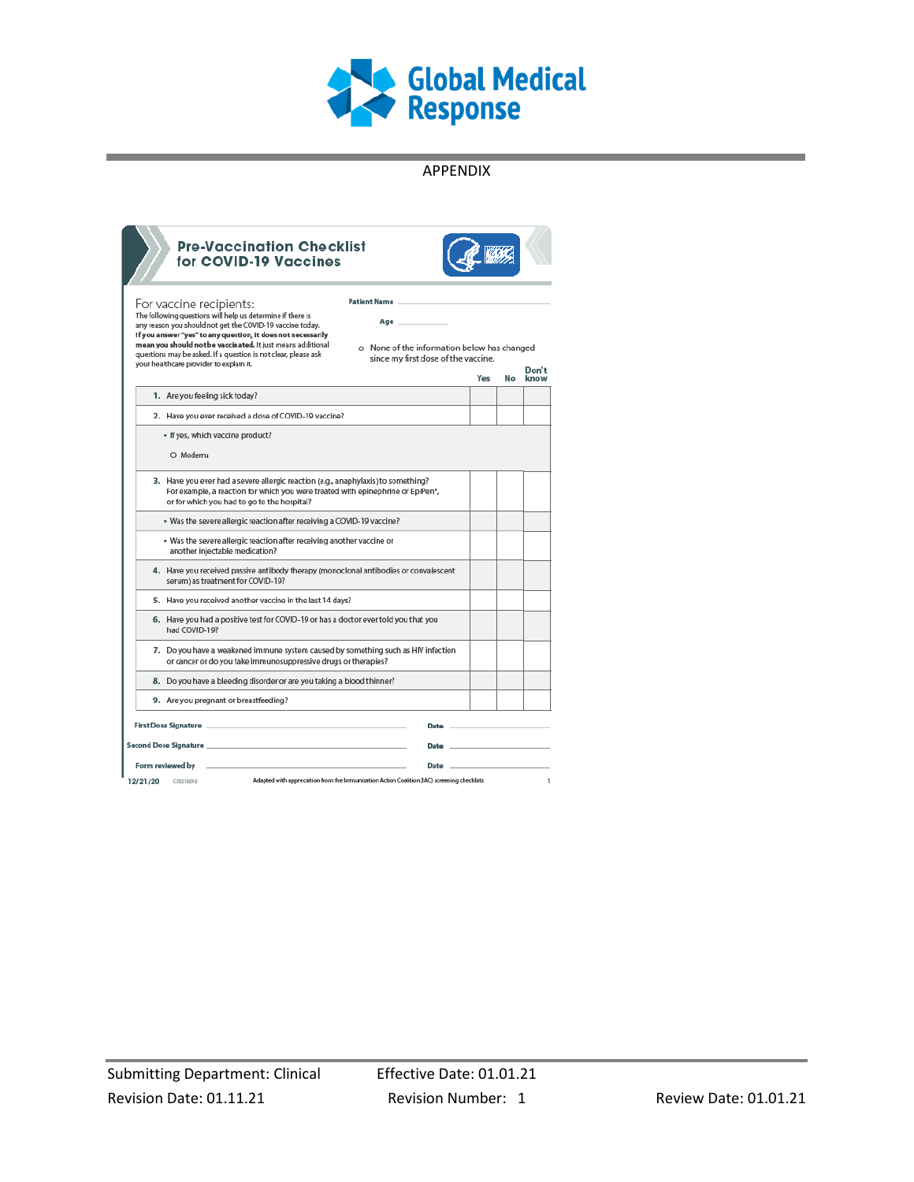APPENDIX

## Pre-Vaccination Checklist for COVID-19 Vaccines

**For vaccine recipients:**
The following questions will help us determine if there is any reason you should not get the COVID-19 vaccine today. **If you answer "yes" to any question, it does not necessarily mean you should not be vaccinated.** It just means additional questions may be asked. If a question is not clear, please ask your healthcare provider to explain it.

**Patient Name** ____________________

**Age** ________

o None of the information below has changed since my first dose of the vaccine.

| | Yes | No | Don't know |
|---|---|---|---|
| **1.** Are you feeling sick today? | | | |
| **2.** Have you ever received a dose of COVID-19 vaccine? | | | |
| • If yes, which vaccine product?<br>O Moderna | | | |
| **3.** Have you ever had a severe allergic reaction (e.g., anaphylaxis) to something? For example, a reaction for which you were treated with epinephrine or EpiPen®, or for which you had to go to the hospital? | | | |
| • Was the severe allergic reaction after receiving a COVID-19 vaccine? | | | |
| • Was the severe allergic reaction after receiving another vaccine or another injectable medication? | | | |
| **4.** Have you received passive antibody therapy (monoclonal antibodies or convalescent serum) as treatment for COVID-19? | | | |
| **5.** Have you received another vaccine in the last 14 days? | | | |
| **6.** Have you had a positive test for COVID-19 or has a doctor ever told you that you had COVID-19? | | | |
| **7.** Do you have a weakened immune system caused by something such as HIV infection or cancer or do you take immunosuppressive drugs or therapies? | | | |
| **8.** Do you have a bleeding disorder or are you taking a blood thinner? | | | |
| **9.** Are you pregnant or breastfeeding? | | | |

**First Dose Signature** ____________________ **Date** ____________

**Second Dose Signature** ____________________ **Date** ____________

**Form reviewed by** ____________________ **Date** ____________

**12/21/20** CS321629-E Adapted with appreciation from the Immunization Action Coalition (IAC) screening checklists

Submitting Department: Clinical | Effective Date: 01.01.21
Revision Date: 01.11.21 | Revision Number: 1 | Review Date: 01.01.21